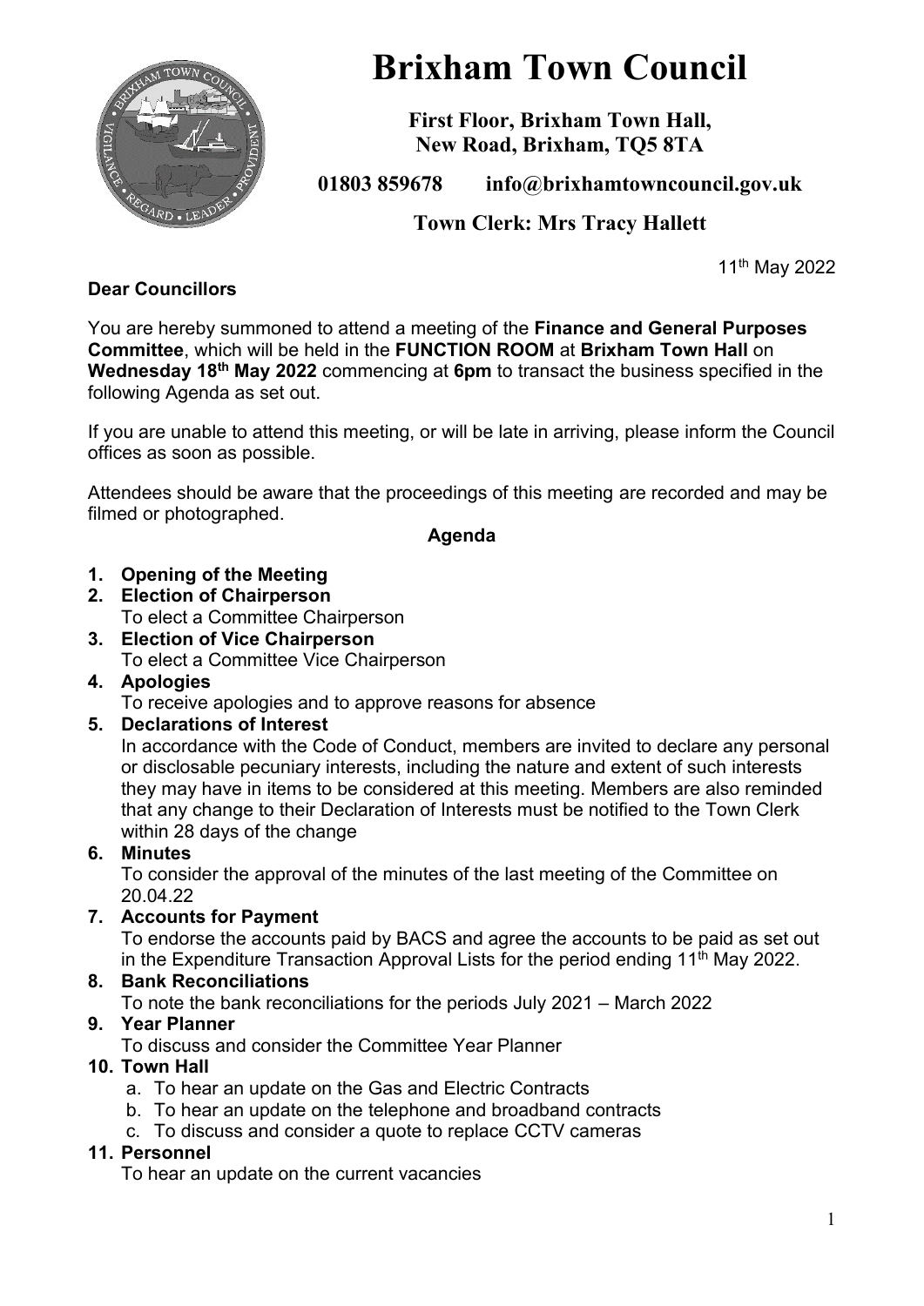# Brixham Town Council

**First Floor, Brixham Town Hall, New Road, Brixham, TQ5 8TA**

**01803 859678 info@brixhamtowncouncil.gov.uk**

**Town Clerk: Mrs Tracy Hallett**

11th May 2022

**Dear Councillors**

You are hereby summoned to attend a meeting of the **Finance and General Purposes Committee**, which will be held in the **FUNCTION ROOM** at **Brixham Town Hall** on **Wednesday 18th May 2022** commencing at **6pm** to transact the business specified in the following Agenda as set out.

If you are unable to attend this meeting, or will be late in arriving, please inform the Council offices as soon as possible.

Attendees should be aware that the proceedings of this meeting are recorded and may be filmed or photographed.

**Agenda**

1. **Opening of the Meeting**
2. **Election of Chairperson**
   To elect a Committee Chairperson
3. **Election of Vice Chairperson**
   To elect a Committee Vice Chairperson
4. **Apologies**
   To receive apologies and to approve reasons for absence
5. **Declarations of Interest**
   In accordance with the Code of Conduct, members are invited to declare any personal or disclosable pecuniary interests, including the nature and extent of such interests they may have in items to be considered at this meeting. Members are also reminded that any change to their Declaration of Interests must be notified to the Town Clerk within 28 days of the change
6. **Minutes**
   To consider the approval of the minutes of the last meeting of the Committee on 20.04.22
7. **Accounts for Payment**
   To endorse the accounts paid by BACS and agree the accounts to be paid as set out in the Expenditure Transaction Approval Lists for the period ending 11th May 2022.
8. **Bank Reconciliations**
   To note the bank reconciliations for the periods July 2021 – March 2022
9. **Year Planner**
   To discuss and consider the Committee Year Planner
10. **Town Hall**
    a. To hear an update on the Gas and Electric Contracts
    b. To hear an update on the telephone and broadband contracts
    c. To discuss and consider a quote to replace CCTV cameras
11. **Personnel**
    To hear an update on the current vacancies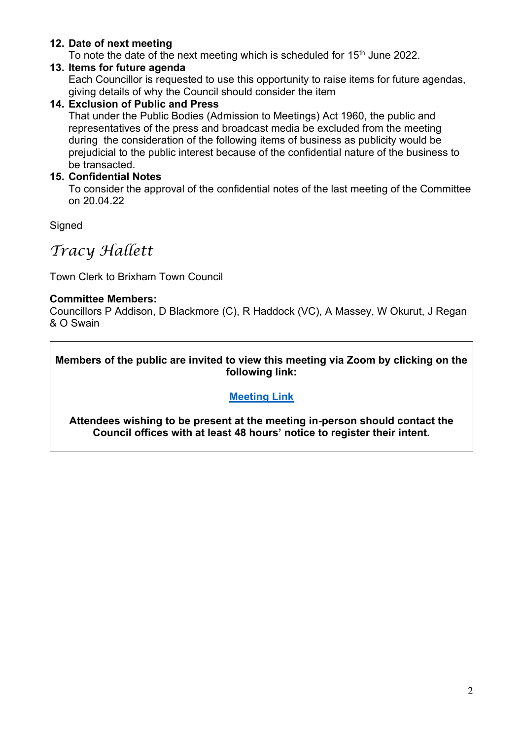**12. Date of next meeting**

To note the date of the next meeting which is scheduled for 15th June 2022.

**13. Items for future agenda**

Each Councillor is requested to use this opportunity to raise items for future agendas, giving details of why the Council should consider the item

**14. Exclusion of Public and Press**

That under the Public Bodies (Admission to Meetings) Act 1960, the public and representatives of the press and broadcast media be excluded from the meeting during the consideration of the following items of business as publicity would be prejudicial to the public interest because of the confidential nature of the business to be transacted.

**15. Confidential Notes**

To consider the approval of the confidential notes of the last meeting of the Committee on 20.04.22

Signed

*Tracy Hallett*

Town Clerk to Brixham Town Council

**Committee Members:**

Councillors P Addison, D Blackmore (C), R Haddock (VC), A Massey, W Okurut, J Regan & O Swain

**Members of the public are invited to view this meeting via Zoom by clicking on the following link:**

**Meeting Link**

**Attendees wishing to be present at the meeting in-person should contact the Council offices with at least 48 hours' notice to register their intent.**